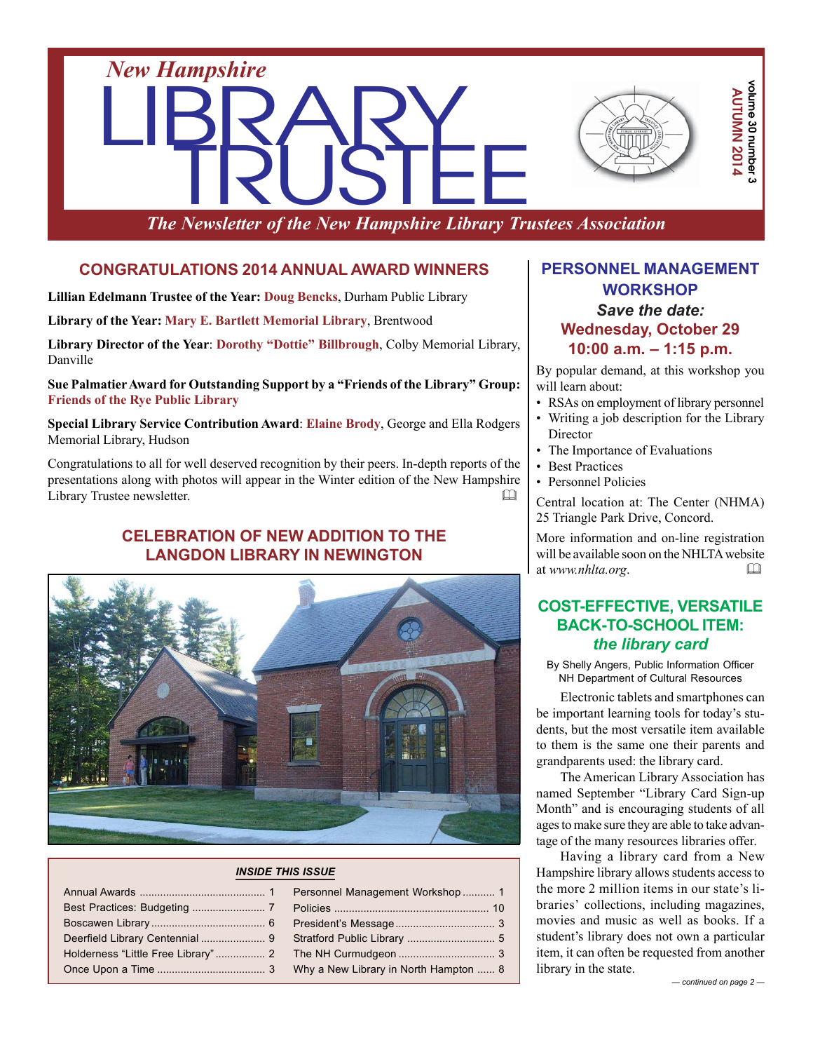# New Hampshire LIBRARY TRUSTEE

*The Newsletter of the New Hampshire Library Trustees Association*

volume 30 number 3
AUTUMN 2014

## CONGRATULATIONS 2014 ANNUAL AWARD WINNERS

**Lillian Edelmann Trustee of the Year:** **Doug Bencks**, Durham Public Library

**Library of the Year:** **Mary E. Bartlett Memorial Library**, Brentwood

**Library Director of the Year**: **Dorothy "Dottie" Billbrough**, Colby Memorial Library, Danville

**Sue Palmatier Award for Outstanding Support by a "Friends of the Library" Group:** **Friends of the Rye Public Library**

**Special Library Service Contribution Award**: **Elaine Brody**, George and Ella Rodgers Memorial Library, Hudson

Congratulations to all for well deserved recognition by their peers. In-depth reports of the presentations along with photos will appear in the Winter edition of the New Hampshire Library Trustee newsletter.

## CELEBRATION OF NEW ADDITION TO THE LANGDON LIBRARY IN NEWINGTON

### *INSIDE THIS ISSUE*

| | | | |
|---|---|---|---|
| Annual Awards | 1 | Personnel Management Workshop | 1 |
| Best Practices: Budgeting | 7 | Policies | 10 |
| Boscawen Library | 6 | President's Message | 3 |
| Deerfield Library Centennial | 9 | Stratford Public Library | 5 |
| Holderness "Little Free Library" | 2 | The NH Curmudgeon | 3 |
| Once Upon a Time | 3 | Why a New Library in North Hampton | 8 |

## PERSONNEL MANAGEMENT WORKSHOP

***Save the date:***
**Wednesday, October 29**
**10:00 a.m. – 1:15 p.m.**

By popular demand, at this workshop you will learn about:

- RSAs on employment of library personnel
- Writing a job description for the Library Director
- The Importance of Evaluations
- Best Practices
- Personnel Policies

Central location at: The Center (NHMA) 25 Triangle Park Drive, Concord.

More information and on-line registration will be available soon on the NHLTA website at *www.nhlta.org*.

## COST-EFFECTIVE, VERSATILE BACK-TO-SCHOOL ITEM: *the library card*

By Shelly Angers, Public Information Officer
NH Department of Cultural Resources

Electronic tablets and smartphones can be important learning tools for today's students, but the most versatile item available to them is the same one their parents and grandparents used: the library card.

The American Library Association has named September "Library Card Sign-up Month" and is encouraging students of all ages to make sure they are able to take advantage of the many resources libraries offer.

Having a library card from a New Hampshire library allows students access to the more 2 million items in our state's libraries' collections, including magazines, movies and music as well as books. If a student's library does not own a particular item, it can often be requested from another library in the state.

*— continued on page 2 —*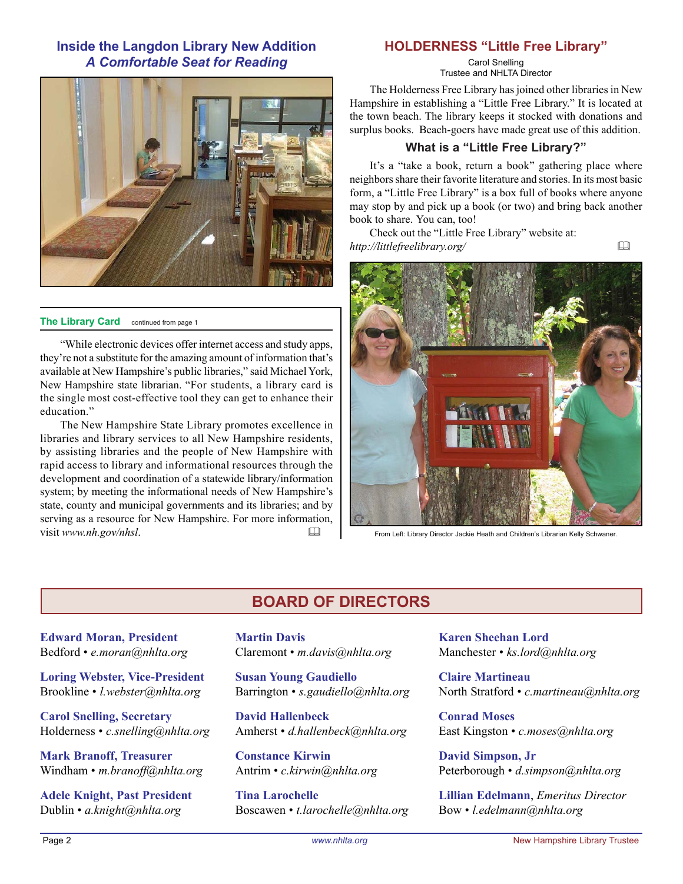## Inside the Langdon Library New Addition

### *A Comfortable Seat for Reading*

### The Library Card

continued from page 1

"While electronic devices offer internet access and study apps, they're not a substitute for the amazing amount of information that's available at New Hampshire's public libraries," said Michael York, New Hampshire state librarian. "For students, a library card is the single most cost-effective tool they can get to enhance their education."

The New Hampshire State Library promotes excellence in libraries and library services to all New Hampshire residents, by assisting libraries and the people of New Hampshire with rapid access to library and informational resources through the development and coordination of a statewide library/information system; by meeting the informational needs of New Hampshire's state, county and municipal governments and its libraries; and by serving as a resource for New Hampshire. For more information, visit *www.nh.gov/nhsl*.

## HOLDERNESS "Little Free Library"

Carol Snelling
Trustee and NHLTA Director

The Holderness Free Library has joined other libraries in New Hampshire in establishing a "Little Free Library." It is located at the town beach. The library keeps it stocked with donations and surplus books. Beach-goers have made great use of this addition.

### What is a "Little Free Library?"

It's a "take a book, return a book" gathering place where neighbors share their favorite literature and stories. In its most basic form, a "Little Free Library" is a box full of books where anyone may stop by and pick up a book (or two) and bring back another book to share. You can, too!

Check out the "Little Free Library" website at: *http://littlefreelibrary.org/*

From Left: Library Director Jackie Heath and Children's Librarian Kelly Schwaner.

## BOARD OF DIRECTORS

**Edward Moran, President**
Bedford • *e.moran@nhlta.org*

**Loring Webster, Vice-President**
Brookline • *l.webster@nhlta.org*

**Carol Snelling, Secretary**
Holderness • *c.snelling@nhlta.org*

**Mark Branoff, Treasurer**
Windham • *m.branoff@nhlta.org*

**Adele Knight, Past President**
Dublin • *a.knight@nhlta.org*

**Martin Davis**
Claremont • *m.davis@nhlta.org*

**Susan Young Gaudiello**
Barrington • *s.gaudiello@nhlta.org*

**David Hallenbeck**
Amherst • *d.hallenbeck@nhlta.org*

**Constance Kirwin**
Antrim • *c.kirwin@nhlta.org*

**Tina Larochelle**
Boscawen • *t.larochelle@nhlta.org*

**Karen Sheehan Lord**
Manchester • *ks.lord@nhlta.org*

**Claire Martineau**
North Stratford • *c.martineau@nhlta.org*

**Conrad Moses**
East Kingston • *c.moses@nhlta.org*

**David Simpson, Jr**
Peterborough • *d.simpson@nhlta.org*

**Lillian Edelmann**, *Emeritus Director*
Bow • *l.edelmann@nhlta.org*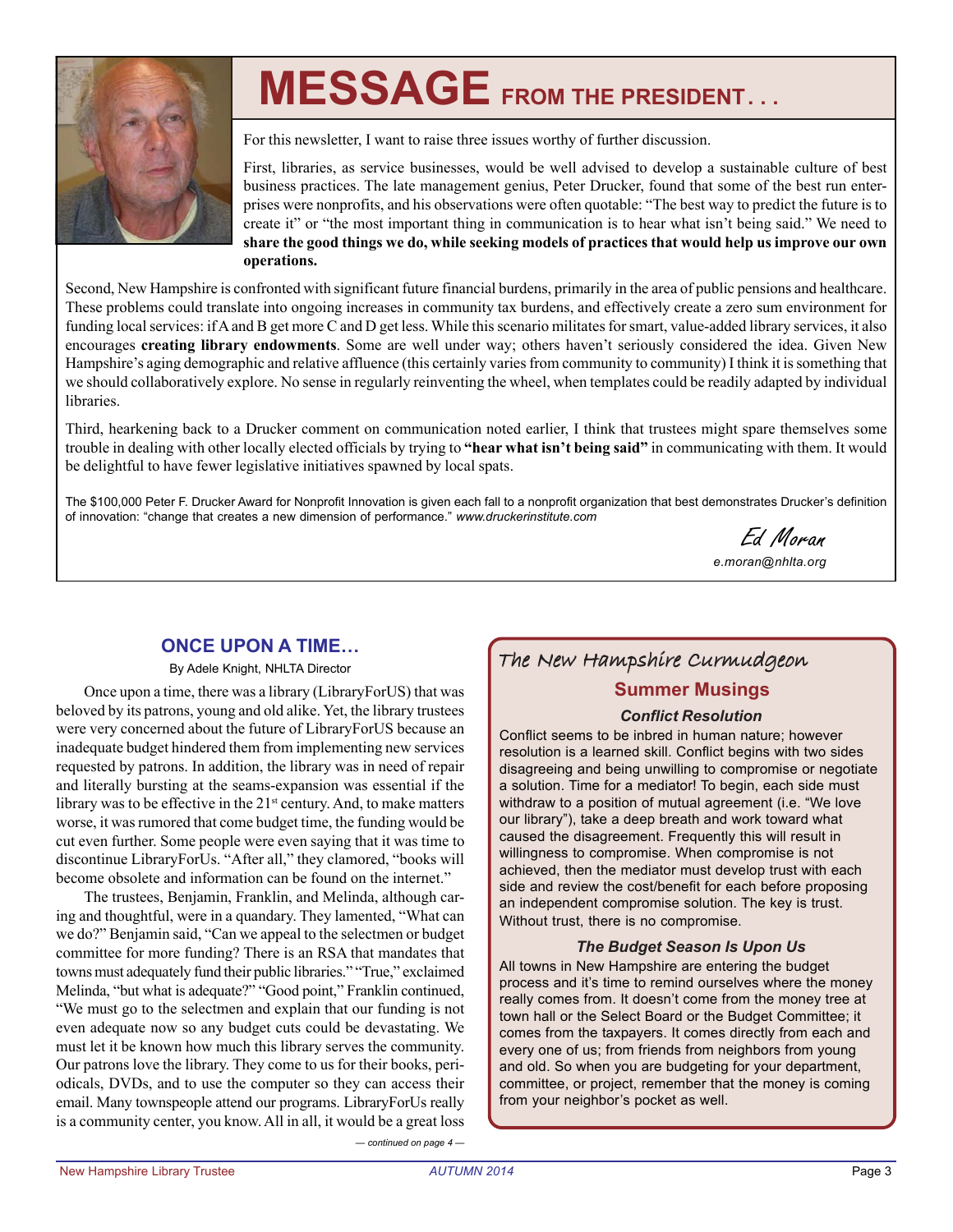# MESSAGE FROM THE PRESIDENT . . .

For this newsletter, I want to raise three issues worthy of further discussion.

First, libraries, as service businesses, would be well advised to develop a sustainable culture of best business practices. The late management genius, Peter Drucker, found that some of the best run enterprises were nonprofits, and his observations were often quotable: "The best way to predict the future is to create it" or "the most important thing in communication is to hear what isn't being said." We need to **share the good things we do, while seeking models of practices that would help us improve our own operations.**

Second, New Hampshire is confronted with significant future financial burdens, primarily in the area of public pensions and healthcare. These problems could translate into ongoing increases in community tax burdens, and effectively create a zero sum environment for funding local services: if A and B get more C and D get less. While this scenario militates for smart, value-added library services, it also encourages **creating library endowments**. Some are well under way; others haven't seriously considered the idea. Given New Hampshire's aging demographic and relative affluence (this certainly varies from community to community) I think it is something that we should collaboratively explore. No sense in regularly reinventing the wheel, when templates could be readily adapted by individual libraries.

Third, hearkening back to a Drucker comment on communication noted earlier, I think that trustees might spare themselves some trouble in dealing with other locally elected officials by trying to **"hear what isn't being said"** in communicating with them. It would be delightful to have fewer legislative initiatives spawned by local spats.

The $100,000 Peter F. Drucker Award for Nonprofit Innovation is given each fall to a nonprofit organization that best demonstrates Drucker's definition of innovation: "change that creates a new dimension of performance." *www.druckerinstitute.com*

Ed Moran

*e.moran@nhlta.org*

## ONCE UPON A TIME…

By Adele Knight, NHLTA Director

Once upon a time, there was a library (LibraryForUS) that was beloved by its patrons, young and old alike. Yet, the library trustees were very concerned about the future of LibraryForUS because an inadequate budget hindered them from implementing new services requested by patrons. In addition, the library was in need of repair and literally bursting at the seams-expansion was essential if the library was to be effective in the 21st century. And, to make matters worse, it was rumored that come budget time, the funding would be cut even further. Some people were even saying that it was time to discontinue LibraryForUs. "After all," they clamored, "books will become obsolete and information can be found on the internet."

The trustees, Benjamin, Franklin, and Melinda, although caring and thoughtful, were in a quandary. They lamented, "What can we do?" Benjamin said, "Can we appeal to the selectmen or budget committee for more funding? There is an RSA that mandates that towns must adequately fund their public libraries." "True," exclaimed Melinda, "but what is adequate?" "Good point," Franklin continued, "We must go to the selectmen and explain that our funding is not even adequate now so any budget cuts could be devastating. We must let it be known how much this library serves the community. Our patrons love the library. They come to us for their books, periodicals, DVDs, and to use the computer so they can access their email. Many townspeople attend our programs. LibraryForUs really is a community center, you know. All in all, it would be a great loss

*— continued on page 4 —*

## The New Hampshire Curmudgeon

### Summer Musings

#### *Conflict Resolution*

Conflict seems to be inbred in human nature; however resolution is a learned skill. Conflict begins with two sides disagreeing and being unwilling to compromise or negotiate a solution. Time for a mediator! To begin, each side must withdraw to a position of mutual agreement (i.e. "We love our library"), take a deep breath and work toward what caused the disagreement. Frequently this will result in willingness to compromise. When compromise is not achieved, then the mediator must develop trust with each side and review the cost/benefit for each before proposing an independent compromise solution. The key is trust. Without trust, there is no compromise.

#### *The Budget Season Is Upon Us*

All towns in New Hampshire are entering the budget process and it's time to remind ourselves where the money really comes from. It doesn't come from the money tree at town hall or the Select Board or the Budget Committee; it comes from the taxpayers. It comes directly from each and every one of us; from friends from neighbors from young and old. So when you are budgeting for your department, committee, or project, remember that the money is coming from your neighbor's pocket as well.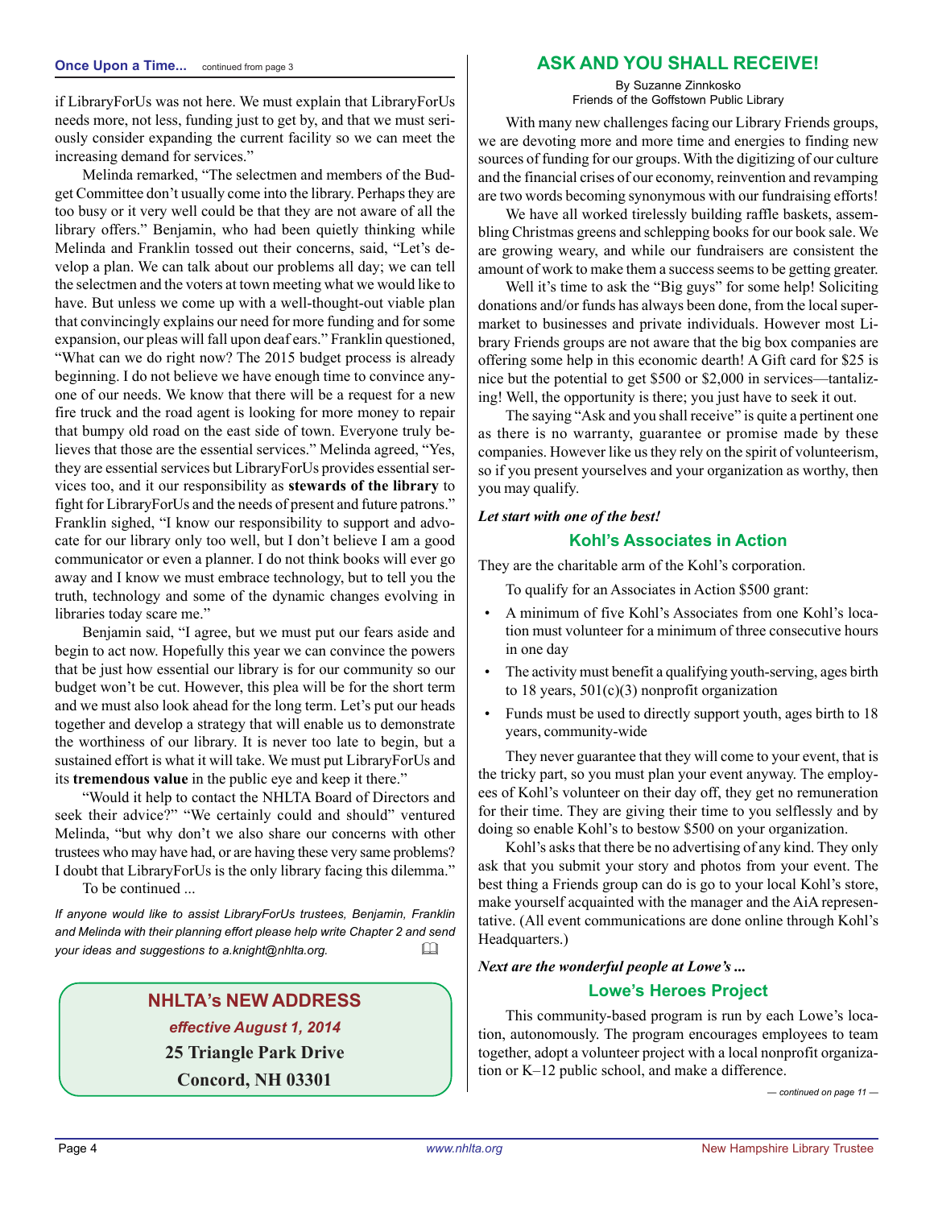**Once Upon a Time...** continued from page 3

if LibraryForUs was not here. We must explain that LibraryForUs needs more, not less, funding just to get by, and that we must seriously consider expanding the current facility so we can meet the increasing demand for services."

Melinda remarked, "The selectmen and members of the Budget Committee don't usually come into the library. Perhaps they are too busy or it very well could be that they are not aware of all the library offers." Benjamin, who had been quietly thinking while Melinda and Franklin tossed out their concerns, said, "Let's develop a plan. We can talk about our problems all day; we can tell the selectmen and the voters at town meeting what we would like to have. But unless we come up with a well-thought-out viable plan that convincingly explains our need for more funding and for some expansion, our pleas will fall upon deaf ears." Franklin questioned, "What can we do right now? The 2015 budget process is already beginning. I do not believe we have enough time to convince anyone of our needs. We know that there will be a request for a new fire truck and the road agent is looking for more money to repair that bumpy old road on the east side of town. Everyone truly believes that those are the essential services." Melinda agreed, "Yes, they are essential services but LibraryForUs provides essential services too, and it our responsibility as **stewards of the library** to fight for LibraryForUs and the needs of present and future patrons." Franklin sighed, "I know our responsibility to support and advocate for our library only too well, but I don't believe I am a good communicator or even a planner. I do not think books will ever go away and I know we must embrace technology, but to tell you the truth, technology and some of the dynamic changes evolving in libraries today scare me."

Benjamin said, "I agree, but we must put our fears aside and begin to act now. Hopefully this year we can convince the powers that be just how essential our library is for our community so our budget won't be cut. However, this plea will be for the short term and we must also look ahead for the long term. Let's put our heads together and develop a strategy that will enable us to demonstrate the worthiness of our library. It is never too late to begin, but a sustained effort is what it will take. We must put LibraryForUs and its **tremendous value** in the public eye and keep it there."

"Would it help to contact the NHLTA Board of Directors and seek their advice?" "We certainly could and should" ventured Melinda, "but why don't we also share our concerns with other trustees who may have had, or are having these very same problems? I doubt that LibraryForUs is the only library facing this dilemma."

To be continued ...

*If anyone would like to assist LibraryForUs trustees, Benjamin, Franklin and Melinda with their planning effort please help write Chapter 2 and send your ideas and suggestions to a.knight@nhlta.org.*

## NHLTA's NEW ADDRESS

*effective August 1, 2014*

**25 Triangle Park Drive**
**Concord, NH 03301**

# ASK AND YOU SHALL RECEIVE!

By Suzanne Zinnkosko
Friends of the Goffstown Public Library

With many new challenges facing our Library Friends groups, we are devoting more and more time and energies to finding new sources of funding for our groups. With the digitizing of our culture and the financial crises of our economy, reinvention and revamping are two words becoming synonymous with our fundraising efforts!

We have all worked tirelessly building raffle baskets, assembling Christmas greens and schlepping books for our book sale. We are growing weary, and while our fundraisers are consistent the amount of work to make them a success seems to be getting greater.

Well it's time to ask the "Big guys" for some help! Soliciting donations and/or funds has always been done, from the local supermarket to businesses and private individuals. However most Library Friends groups are not aware that the big box companies are offering some help in this economic dearth! A Gift card for $25 is nice but the potential to get $500 or $2,000 in services—tantalizing! Well, the opportunity is there; you just have to seek it out.

The saying "Ask and you shall receive" is quite a pertinent one as there is no warranty, guarantee or promise made by these companies. However like us they rely on the spirit of volunteerism, so if you present yourselves and your organization as worthy, then you may qualify.

***Let start with one of the best!***

## Kohl's Associates in Action

They are the charitable arm of the Kohl's corporation.

To qualify for an Associates in Action $500 grant:

- A minimum of five Kohl's Associates from one Kohl's location must volunteer for a minimum of three consecutive hours in one day
- The activity must benefit a qualifying youth-serving, ages birth to 18 years, 501(c)(3) nonprofit organization
- Funds must be used to directly support youth, ages birth to 18 years, community-wide

They never guarantee that they will come to your event, that is the tricky part, so you must plan your event anyway. The employees of Kohl's volunteer on their day off, they get no remuneration for their time. They are giving their time to you selflessly and by doing so enable Kohl's to bestow $500 on your organization.

Kohl's asks that there be no advertising of any kind. They only ask that you submit your story and photos from your event. The best thing a Friends group can do is go to your local Kohl's store, make yourself acquainted with the manager and the AiA representative. (All event communications are done online through Kohl's Headquarters.)

***Next are the wonderful people at Lowe's ...***

## Lowe's Heroes Project

This community-based program is run by each Lowe's location, autonomously. The program encourages employees to team together, adopt a volunteer project with a local nonprofit organization or K–12 public school, and make a difference.

*— continued on page 11 —*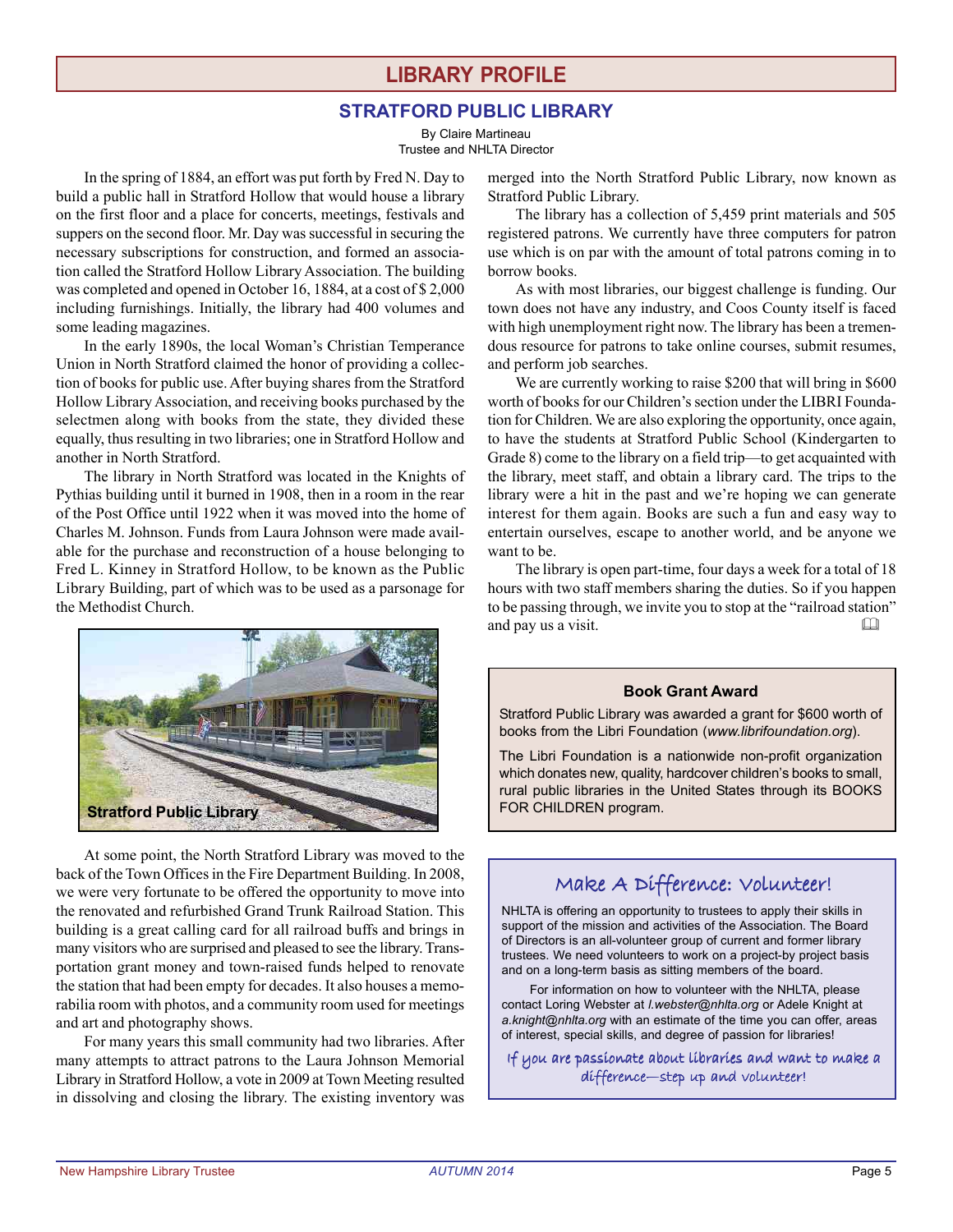# LIBRARY PROFILE

## STRATFORD PUBLIC LIBRARY

By Claire Martineau
Trustee and NHLTA Director

In the spring of 1884, an effort was put forth by Fred N. Day to build a public hall in Stratford Hollow that would house a library on the first floor and a place for concerts, meetings, festivals and suppers on the second floor. Mr. Day was successful in securing the necessary subscriptions for construction, and formed an association called the Stratford Hollow Library Association. The building was completed and opened in October 16, 1884, at a cost of $ 2,000 including furnishings. Initially, the library had 400 volumes and some leading magazines.

In the early 1890s, the local Woman's Christian Temperance Union in North Stratford claimed the honor of providing a collection of books for public use. After buying shares from the Stratford Hollow Library Association, and receiving books purchased by the selectmen along with books from the state, they divided these equally, thus resulting in two libraries; one in Stratford Hollow and another in North Stratford.

The library in North Stratford was located in the Knights of Pythias building until it burned in 1908, then in a room in the rear of the Post Office until 1922 when it was moved into the home of Charles M. Johnson. Funds from Laura Johnson were made available for the purchase and reconstruction of a house belonging to Fred L. Kinney in Stratford Hollow, to be known as the Public Library Building, part of which was to be used as a parsonage for the Methodist Church.

**Stratford Public Library**

At some point, the North Stratford Library was moved to the back of the Town Offices in the Fire Department Building. In 2008, we were very fortunate to be offered the opportunity to move into the renovated and refurbished Grand Trunk Railroad Station. This building is a great calling card for all railroad buffs and brings in many visitors who are surprised and pleased to see the library. Transportation grant money and town-raised funds helped to renovate the station that had been empty for decades. It also houses a memorabilia room with photos, and a community room used for meetings and art and photography shows.

For many years this small community had two libraries. After many attempts to attract patrons to the Laura Johnson Memorial Library in Stratford Hollow, a vote in 2009 at Town Meeting resulted in dissolving and closing the library. The existing inventory was merged into the North Stratford Public Library, now known as Stratford Public Library.

The library has a collection of 5,459 print materials and 505 registered patrons. We currently have three computers for patron use which is on par with the amount of total patrons coming in to borrow books.

As with most libraries, our biggest challenge is funding. Our town does not have any industry, and Coos County itself is faced with high unemployment right now. The library has been a tremendous resource for patrons to take online courses, submit resumes, and perform job searches.

We are currently working to raise $200 that will bring in $600 worth of books for our Children's section under the LIBRI Foundation for Children. We are also exploring the opportunity, once again, to have the students at Stratford Public School (Kindergarten to Grade 8) come to the library on a field trip—to get acquainted with the library, meet staff, and obtain a library card. The trips to the library were a hit in the past and we're hoping we can generate interest for them again. Books are such a fun and easy way to entertain ourselves, escape to another world, and be anyone we want to be.

The library is open part-time, four days a week for a total of 18 hours with two staff members sharing the duties. So if you happen to be passing through, we invite you to stop at the "railroad station" and pay us a visit.

---

### Book Grant Award

Stratford Public Library was awarded a grant for $600 worth of books from the Libri Foundation (*www.librifoundation.org*).

The Libri Foundation is a nationwide non-profit organization which donates new, quality, hardcover children's books to small, rural public libraries in the United States through its BOOKS FOR CHILDREN program.

---

### Make A Difference: Volunteer!

NHLTA is offering an opportunity to trustees to apply their skills in support of the mission and activities of the Association. The Board of Directors is an all-volunteer group of current and former library trustees. We need volunteers to work on a project-by project basis and on a long-term basis as sitting members of the board.

For information on how to volunteer with the NHLTA, please contact Loring Webster at *l.webster@nhlta.org* or Adele Knight at *a.knight@nhlta.org* with an estimate of the time you can offer, areas of interest, special skills, and degree of passion for libraries!

If you are passionate about libraries and want to make a difference—step up and volunteer!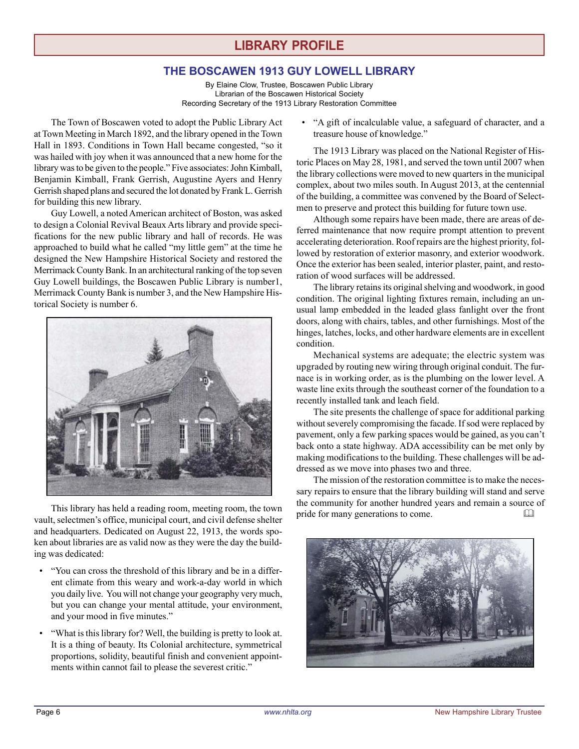# LIBRARY PROFILE

## THE BOSCAWEN 1913 GUY LOWELL LIBRARY

By Elaine Clow, Trustee, Boscawen Public Library
Librarian of the Boscawen Historical Society
Recording Secretary of the 1913 Library Restoration Committee

The Town of Boscawen voted to adopt the Public Library Act at Town Meeting in March 1892, and the library opened in the Town Hall in 1893. Conditions in Town Hall became congested, "so it was hailed with joy when it was announced that a new home for the library was to be given to the people." Five associates: John Kimball, Benjamin Kimball, Frank Gerrish, Augustine Ayers and Henry Gerrish shaped plans and secured the lot donated by Frank L. Gerrish for building this new library.

Guy Lowell, a noted American architect of Boston, was asked to design a Colonial Revival Beaux Arts library and provide specifications for the new public library and hall of records. He was approached to build what he called "my little gem" at the time he designed the New Hampshire Historical Society and restored the Merrimack County Bank. In an architectural ranking of the top seven Guy Lowell buildings, the Boscawen Public Library is number1, Merrimack County Bank is number 3, and the New Hampshire Historical Society is number 6.

This library has held a reading room, meeting room, the town vault, selectmen's office, municipal court, and civil defense shelter and headquarters. Dedicated on August 22, 1913, the words spoken about libraries are as valid now as they were the day the building was dedicated:

- "You can cross the threshold of this library and be in a different climate from this weary and work-a-day world in which you daily live. You will not change your geography very much, but you can change your mental attitude, your environment, and your mood in five minutes."
- "What is this library for? Well, the building is pretty to look at. It is a thing of beauty. Its Colonial architecture, symmetrical proportions, solidity, beautiful finish and convenient appointments within cannot fail to please the severest critic."
- "A gift of incalculable value, a safeguard of character, and a treasure house of knowledge."

The 1913 Library was placed on the National Register of Historic Places on May 28, 1981, and served the town until 2007 when the library collections were moved to new quarters in the municipal complex, about two miles south. In August 2013, at the centennial of the building, a committee was convened by the Board of Selectmen to preserve and protect this building for future town use.

Although some repairs have been made, there are areas of deferred maintenance that now require prompt attention to prevent accelerating deterioration. Roof repairs are the highest priority, followed by restoration of exterior masonry, and exterior woodwork. Once the exterior has been sealed, interior plaster, paint, and restoration of wood surfaces will be addressed.

The library retains its original shelving and woodwork, in good condition. The original lighting fixtures remain, including an unusual lamp embedded in the leaded glass fanlight over the front doors, along with chairs, tables, and other furnishings. Most of the hinges, latches, locks, and other hardware elements are in excellent condition.

Mechanical systems are adequate; the electric system was upgraded by routing new wiring through original conduit. The furnace is in working order, as is the plumbing on the lower level. A waste line exits through the southeast corner of the foundation to a recently installed tank and leach field.

The site presents the challenge of space for additional parking without severely compromising the facade. If sod were replaced by pavement, only a few parking spaces would be gained, as you can't back onto a state highway. ADA accessibility can be met only by making modifications to the building. These challenges will be addressed as we move into phases two and three.

The mission of the restoration committee is to make the necessary repairs to ensure that the library building will stand and serve the community for another hundred years and remain a source of pride for many generations to come.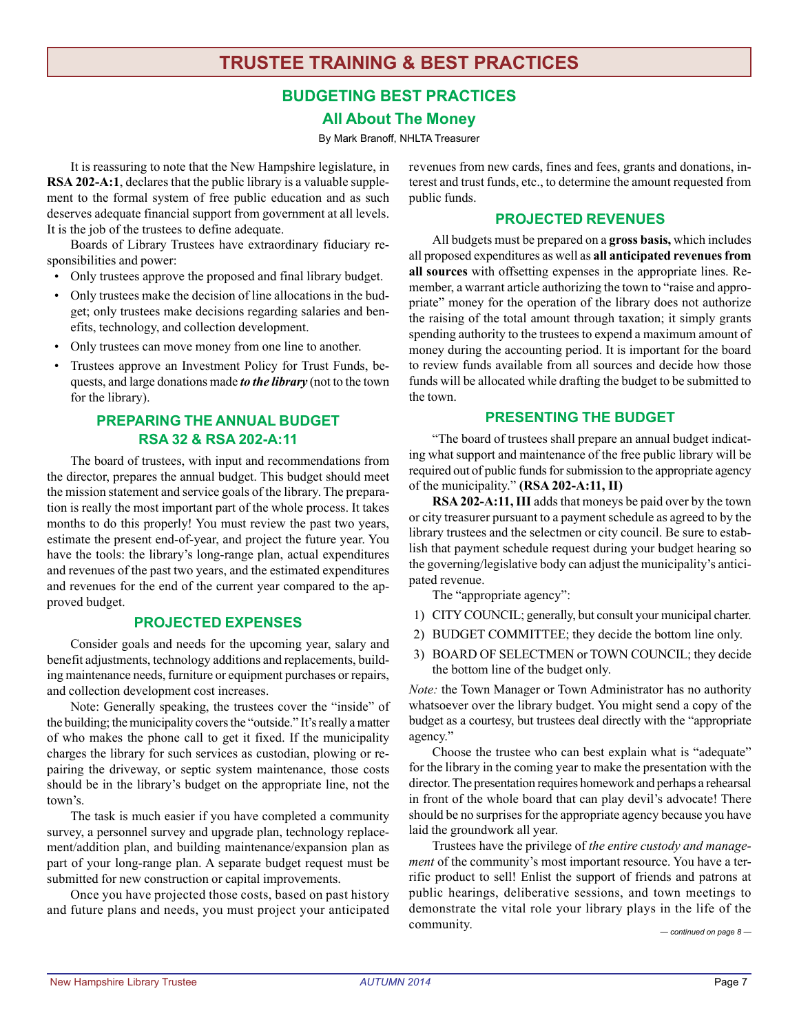# TRUSTEE TRAINING & BEST PRACTICES

## BUDGETING BEST PRACTICES

## All About The Money

By Mark Branoff, NHLTA Treasurer

It is reassuring to note that the New Hampshire legislature, in **RSA 202-A:1**, declares that the public library is a valuable supplement to the formal system of free public education and as such deserves adequate financial support from government at all levels. It is the job of the trustees to define adequate.

Boards of Library Trustees have extraordinary fiduciary responsibilities and power:

- Only trustees approve the proposed and final library budget.
- Only trustees make the decision of line allocations in the budget; only trustees make decisions regarding salaries and benefits, technology, and collection development.
- Only trustees can move money from one line to another.
- Trustees approve an Investment Policy for Trust Funds, bequests, and large donations made ***to the library*** (not to the town for the library).

### PREPARING THE ANNUAL BUDGET RSA 32 & RSA 202-A:11

The board of trustees, with input and recommendations from the director, prepares the annual budget. This budget should meet the mission statement and service goals of the library. The preparation is really the most important part of the whole process. It takes months to do this properly! You must review the past two years, estimate the present end-of-year, and project the future year. You have the tools: the library's long-range plan, actual expenditures and revenues of the past two years, and the estimated expenditures and revenues for the end of the current year compared to the approved budget.

### PROJECTED EXPENSES

Consider goals and needs for the upcoming year, salary and benefit adjustments, technology additions and replacements, building maintenance needs, furniture or equipment purchases or repairs, and collection development cost increases.

Note: Generally speaking, the trustees cover the "inside" of the building; the municipality covers the "outside." It's really a matter of who makes the phone call to get it fixed. If the municipality charges the library for such services as custodian, plowing or repairing the driveway, or septic system maintenance, those costs should be in the library's budget on the appropriate line, not the town's.

The task is much easier if you have completed a community survey, a personnel survey and upgrade plan, technology replacement/addition plan, and building maintenance/expansion plan as part of your long-range plan. A separate budget request must be submitted for new construction or capital improvements.

Once you have projected those costs, based on past history and future plans and needs, you must project your anticipated revenues from new cards, fines and fees, grants and donations, interest and trust funds, etc., to determine the amount requested from public funds.

### PROJECTED REVENUES

All budgets must be prepared on a **gross basis,** which includes all proposed expenditures as well as **all anticipated revenues from all sources** with offsetting expenses in the appropriate lines. Remember, a warrant article authorizing the town to "raise and appropriate" money for the operation of the library does not authorize the raising of the total amount through taxation; it simply grants spending authority to the trustees to expend a maximum amount of money during the accounting period. It is important for the board to review funds available from all sources and decide how those funds will be allocated while drafting the budget to be submitted to the town.

### PRESENTING THE BUDGET

"The board of trustees shall prepare an annual budget indicating what support and maintenance of the free public library will be required out of public funds for submission to the appropriate agency of the municipality." **(RSA 202-A:11, II)**

**RSA 202-A:11, III** adds that moneys be paid over by the town or city treasurer pursuant to a payment schedule as agreed to by the library trustees and the selectmen or city council. Be sure to establish that payment schedule request during your budget hearing so the governing/legislative body can adjust the municipality's anticipated revenue.

The "appropriate agency":

1) CITY COUNCIL; generally, but consult your municipal charter.
2) BUDGET COMMITTEE; they decide the bottom line only.
3) BOARD OF SELECTMEN or TOWN COUNCIL; they decide the bottom line of the budget only.

*Note:* the Town Manager or Town Administrator has no authority whatsoever over the library budget. You might send a copy of the budget as a courtesy, but trustees deal directly with the "appropriate agency."

Choose the trustee who can best explain what is "adequate" for the library in the coming year to make the presentation with the director. The presentation requires homework and perhaps a rehearsal in front of the whole board that can play devil's advocate! There should be no surprises for the appropriate agency because you have laid the groundwork all year.

Trustees have the privilege of *the entire custody and management* of the community's most important resource. You have a terrific product to sell! Enlist the support of friends and patrons at public hearings, deliberative sessions, and town meetings to demonstrate the vital role your library plays in the life of the community.

*— continued on page 8 —*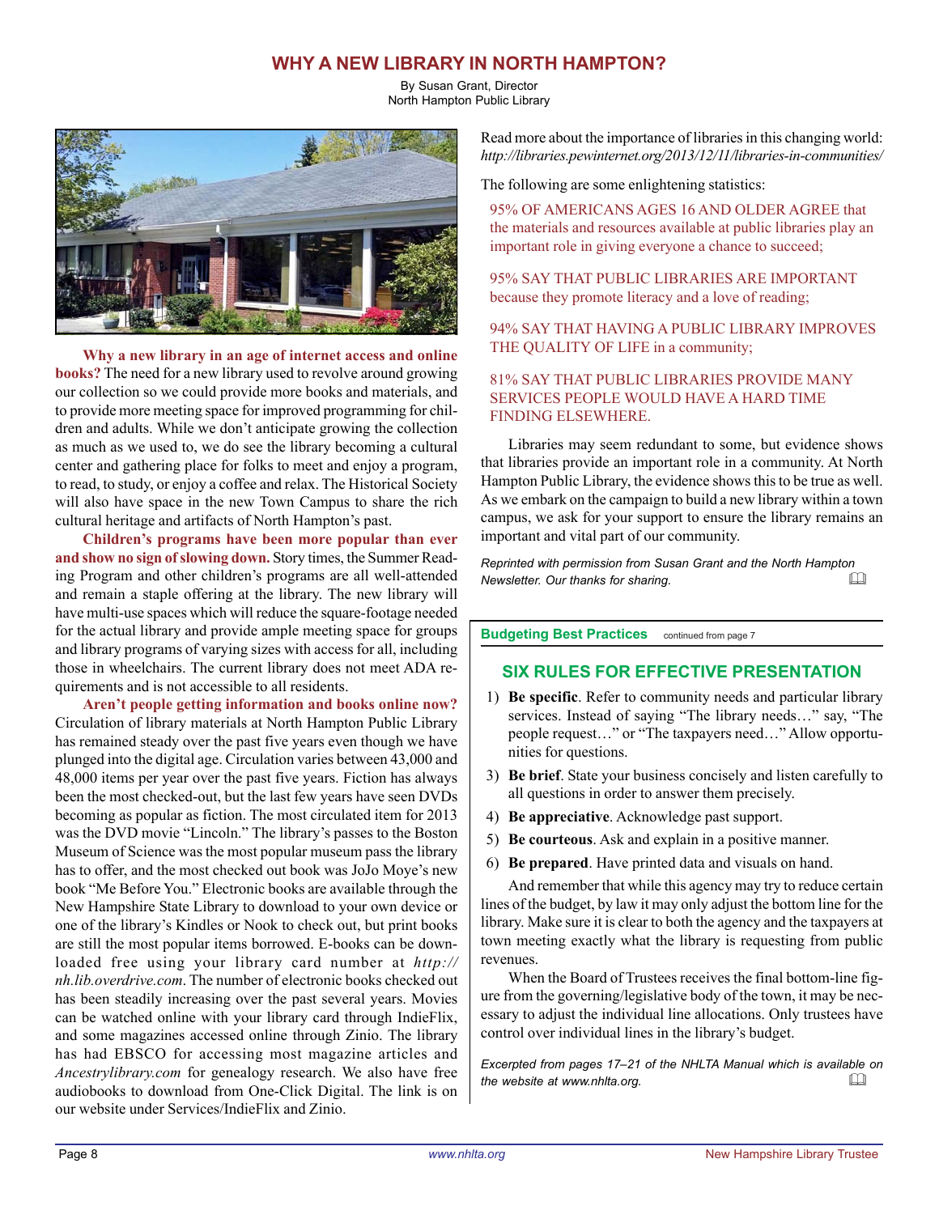# WHY A NEW LIBRARY IN NORTH HAMPTON?

By Susan Grant, Director
North Hampton Public Library

**Why a new library in an age of internet access and online books?** The need for a new library used to revolve around growing our collection so we could provide more books and materials, and to provide more meeting space for improved programming for children and adults. While we don't anticipate growing the collection as much as we used to, we do see the library becoming a cultural center and gathering place for folks to meet and enjoy a program, to read, to study, or enjoy a coffee and relax. The Historical Society will also have space in the new Town Campus to share the rich cultural heritage and artifacts of North Hampton's past.

**Children's programs have been more popular than ever and show no sign of slowing down.** Story times, the Summer Reading Program and other children's programs are all well-attended and remain a staple offering at the library. The new library will have multi-use spaces which will reduce the square-footage needed for the actual library and provide ample meeting space for groups and library programs of varying sizes with access for all, including those in wheelchairs. The current library does not meet ADA requirements and is not accessible to all residents.

**Aren't people getting information and books online now?** Circulation of library materials at North Hampton Public Library has remained steady over the past five years even though we have plunged into the digital age. Circulation varies between 43,000 and 48,000 items per year over the past five years. Fiction has always been the most checked-out, but the last few years have seen DVDs becoming as popular as fiction. The most circulated item for 2013 was the DVD movie "Lincoln." The library's passes to the Boston Museum of Science was the most popular museum pass the library has to offer, and the most checked out book was JoJo Moye's new book "Me Before You." Electronic books are available through the New Hampshire State Library to download to your own device or one of the library's Kindles or Nook to check out, but print books are still the most popular items borrowed. E-books can be downloaded free using your library card number at *http://nh.lib.overdrive.com*. The number of electronic books checked out has been steadily increasing over the past several years. Movies can be watched online with your library card through IndieFlix, and some magazines accessed online through Zinio. The library has had EBSCO for accessing most magazine articles and *Ancestrylibrary.com* for genealogy research. We also have free audiobooks to download from One-Click Digital. The link is on our website under Services/IndieFlix and Zinio.

Read more about the importance of libraries in this changing world: *http://libraries.pewinternet.org/2013/12/11/libraries-in-communities/*

The following are some enlightening statistics:

95% OF AMERICANS AGES 16 AND OLDER AGREE that the materials and resources available at public libraries play an important role in giving everyone a chance to succeed;

95% SAY THAT PUBLIC LIBRARIES ARE IMPORTANT because they promote literacy and a love of reading;

94% SAY THAT HAVING A PUBLIC LIBRARY IMPROVES THE QUALITY OF LIFE in a community;

81% SAY THAT PUBLIC LIBRARIES PROVIDE MANY SERVICES PEOPLE WOULD HAVE A HARD TIME FINDING ELSEWHERE.

Libraries may seem redundant to some, but evidence shows that libraries provide an important role in a community. At North Hampton Public Library, the evidence shows this to be true as well. As we embark on the campaign to build a new library within a town campus, we ask for your support to ensure the library remains an important and vital part of our community.

*Reprinted with permission from Susan Grant and the North Hampton Newsletter. Our thanks for sharing.*

---

**Budgeting Best Practices** continued from page 7

## SIX RULES FOR EFFECTIVE PRESENTATION

1) **Be specific**. Refer to community needs and particular library services. Instead of saying "The library needs…" say, "The people request…" or "The taxpayers need…" Allow opportunities for questions.
3) **Be brief**. State your business concisely and listen carefully to all questions in order to answer them precisely.
4) **Be appreciative**. Acknowledge past support.
5) **Be courteous**. Ask and explain in a positive manner.
6) **Be prepared**. Have printed data and visuals on hand.

And remember that while this agency may try to reduce certain lines of the budget, by law it may only adjust the bottom line for the library. Make sure it is clear to both the agency and the taxpayers at town meeting exactly what the library is requesting from public revenues.

When the Board of Trustees receives the final bottom-line figure from the governing/legislative body of the town, it may be necessary to adjust the individual line allocations. Only trustees have control over individual lines in the library's budget.

*Excerpted from pages 17–21 of the NHLTA Manual which is available on the website at www.nhlta.org.*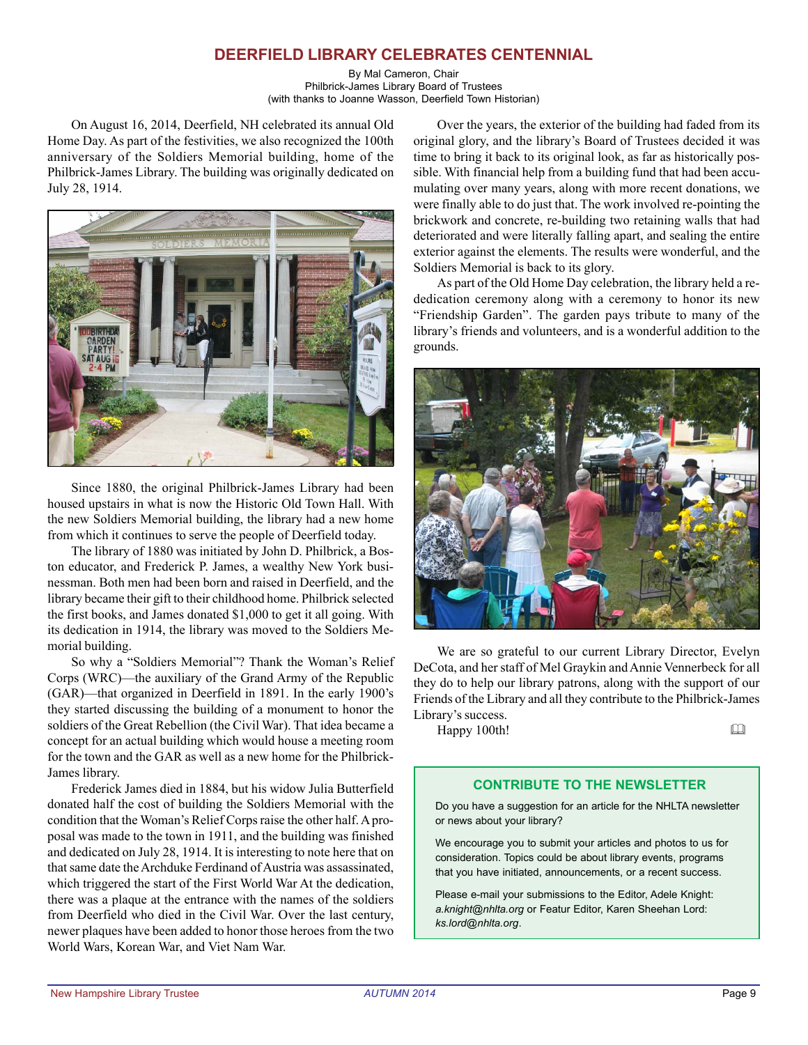# DEERFIELD LIBRARY CELEBRATES CENTENNIAL

By Mal Cameron, Chair
Philbrick-James Library Board of Trustees
(with thanks to Joanne Wasson, Deerfield Town Historian)

On August 16, 2014, Deerfield, NH celebrated its annual Old Home Day. As part of the festivities, we also recognized the 100th anniversary of the Soldiers Memorial building, home of the Philbrick-James Library. The building was originally dedicated on July 28, 1914.

Since 1880, the original Philbrick-James Library had been housed upstairs in what is now the Historic Old Town Hall. With the new Soldiers Memorial building, the library had a new home from which it continues to serve the people of Deerfield today.

The library of 1880 was initiated by John D. Philbrick, a Boston educator, and Frederick P. James, a wealthy New York businessman. Both men had been born and raised in Deerfield, and the library became their gift to their childhood home. Philbrick selected the first books, and James donated $1,000 to get it all going. With its dedication in 1914, the library was moved to the Soldiers Memorial building.

So why a "Soldiers Memorial"? Thank the Woman's Relief Corps (WRC)—the auxiliary of the Grand Army of the Republic (GAR)—that organized in Deerfield in 1891. In the early 1900's they started discussing the building of a monument to honor the soldiers of the Great Rebellion (the Civil War). That idea became a concept for an actual building which would house a meeting room for the town and the GAR as well as a new home for the Philbrick-James library.

Frederick James died in 1884, but his widow Julia Butterfield donated half the cost of building the Soldiers Memorial with the condition that the Woman's Relief Corps raise the other half. A proposal was made to the town in 1911, and the building was finished and dedicated on July 28, 1914. It is interesting to note here that on that same date the Archduke Ferdinand of Austria was assassinated, which triggered the start of the First World War At the dedication, there was a plaque at the entrance with the names of the soldiers from Deerfield who died in the Civil War. Over the last century, newer plaques have been added to honor those heroes from the two World Wars, Korean War, and Viet Nam War.

Over the years, the exterior of the building had faded from its original glory, and the library's Board of Trustees decided it was time to bring it back to its original look, as far as historically possible. With financial help from a building fund that had been accumulating over many years, along with more recent donations, we were finally able to do just that. The work involved re-pointing the brickwork and concrete, re-building two retaining walls that had deteriorated and were literally falling apart, and sealing the entire exterior against the elements. The results were wonderful, and the Soldiers Memorial is back to its glory.

As part of the Old Home Day celebration, the library held a rededication ceremony along with a ceremony to honor its new "Friendship Garden". The garden pays tribute to many of the library's friends and volunteers, and is a wonderful addition to the grounds.

We are so grateful to our current Library Director, Evelyn DeCota, and her staff of Mel Graykin and Annie Vennerbeck for all they do to help our library patrons, along with the support of our Friends of the Library and all they contribute to the Philbrick-James Library's success.

Happy 100th!

## CONTRIBUTE TO THE NEWSLETTER

Do you have a suggestion for an article for the NHLTA newsletter or news about your library?

We encourage you to submit your articles and photos to us for consideration. Topics could be about library events, programs that you have initiated, announcements, or a recent success.

Please e-mail your submissions to the Editor, Adele Knight: *a.knight@nhlta.org* or Featur Editor, Karen Sheehan Lord: *ks.lord@nhlta.org*.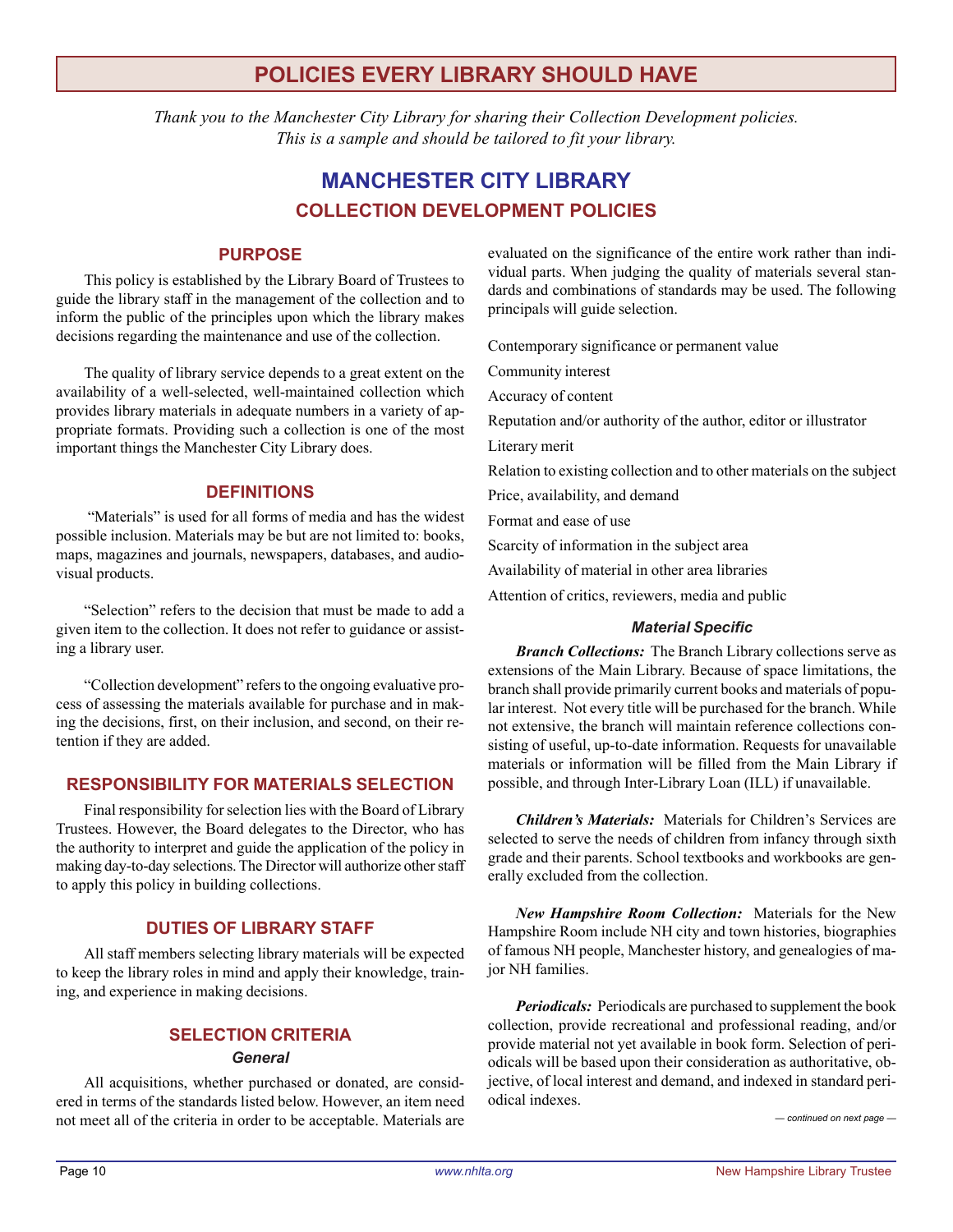# POLICIES EVERY LIBRARY SHOULD HAVE

*Thank you to the Manchester City Library for sharing their Collection Development policies. This is a sample and should be tailored to fit your library.*

# MANCHESTER CITY LIBRARY

## COLLECTION DEVELOPMENT POLICIES

### PURPOSE

This policy is established by the Library Board of Trustees to guide the library staff in the management of the collection and to inform the public of the principles upon which the library makes decisions regarding the maintenance and use of the collection.

The quality of library service depends to a great extent on the availability of a well-selected, well-maintained collection which provides library materials in adequate numbers in a variety of appropriate formats. Providing such a collection is one of the most important things the Manchester City Library does.

### DEFINITIONS

"Materials" is used for all forms of media and has the widest possible inclusion. Materials may be but are not limited to: books, maps, magazines and journals, newspapers, databases, and audio-visual products.

"Selection" refers to the decision that must be made to add a given item to the collection. It does not refer to guidance or assisting a library user.

"Collection development" refers to the ongoing evaluative process of assessing the materials available for purchase and in making the decisions, first, on their inclusion, and second, on their retention if they are added.

### RESPONSIBILITY FOR MATERIALS SELECTION

Final responsibility for selection lies with the Board of Library Trustees. However, the Board delegates to the Director, who has the authority to interpret and guide the application of the policy in making day-to-day selections. The Director will authorize other staff to apply this policy in building collections.

### DUTIES OF LIBRARY STAFF

All staff members selecting library materials will be expected to keep the library roles in mind and apply their knowledge, training, and experience in making decisions.

### SELECTION CRITERIA

#### *General*

All acquisitions, whether purchased or donated, are considered in terms of the standards listed below. However, an item need not meet all of the criteria in order to be acceptable. Materials are evaluated on the significance of the entire work rather than individual parts. When judging the quality of materials several standards and combinations of standards may be used. The following principals will guide selection.

Contemporary significance or permanent value

Community interest

Accuracy of content

Reputation and/or authority of the author, editor or illustrator

Literary merit

Relation to existing collection and to other materials on the subject

Price, availability, and demand

Format and ease of use

Scarcity of information in the subject area

Availability of material in other area libraries

Attention of critics, reviewers, media and public

#### *Material Specific*

***Branch Collections:*** The Branch Library collections serve as extensions of the Main Library. Because of space limitations, the branch shall provide primarily current books and materials of popular interest. Not every title will be purchased for the branch. While not extensive, the branch will maintain reference collections consisting of useful, up-to-date information. Requests for unavailable materials or information will be filled from the Main Library if possible, and through Inter-Library Loan (ILL) if unavailable.

***Children's Materials:*** Materials for Children's Services are selected to serve the needs of children from infancy through sixth grade and their parents. School textbooks and workbooks are generally excluded from the collection.

***New Hampshire Room Collection:*** Materials for the New Hampshire Room include NH city and town histories, biographies of famous NH people, Manchester history, and genealogies of major NH families.

***Periodicals:*** Periodicals are purchased to supplement the book collection, provide recreational and professional reading, and/or provide material not yet available in book form. Selection of periodicals will be based upon their consideration as authoritative, objective, of local interest and demand, and indexed in standard periodical indexes.

*— continued on next page —*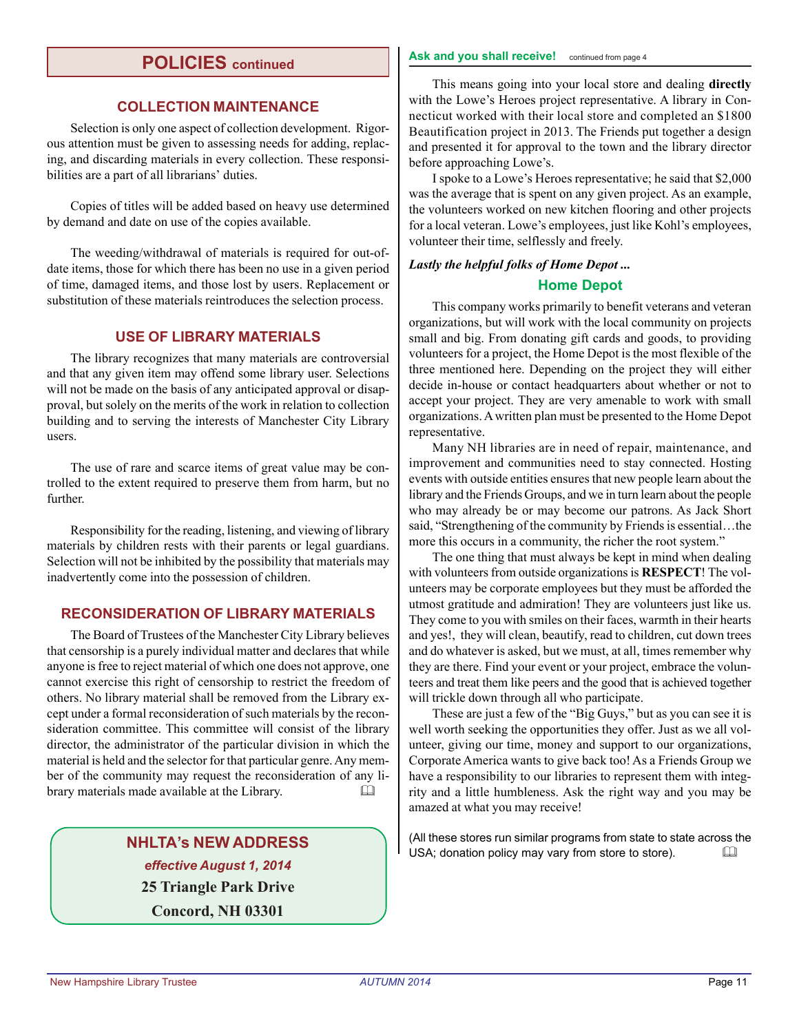## POLICIES continued

### COLLECTION MAINTENANCE

Selection is only one aspect of collection development. Rigorous attention must be given to assessing needs for adding, replacing, and discarding materials in every collection. These responsibilities are a part of all librarians' duties.

Copies of titles will be added based on heavy use determined by demand and date on use of the copies available.

The weeding/withdrawal of materials is required for out-of-date items, those for which there has been no use in a given period of time, damaged items, and those lost by users. Replacement or substitution of these materials reintroduces the selection process.

### USE OF LIBRARY MATERIALS

The library recognizes that many materials are controversial and that any given item may offend some library user. Selections will not be made on the basis of any anticipated approval or disapproval, but solely on the merits of the work in relation to collection building and to serving the interests of Manchester City Library users.

The use of rare and scarce items of great value may be controlled to the extent required to preserve them from harm, but no further.

Responsibility for the reading, listening, and viewing of library materials by children rests with their parents or legal guardians. Selection will not be inhibited by the possibility that materials may inadvertently come into the possession of children.

### RECONSIDERATION OF LIBRARY MATERIALS

The Board of Trustees of the Manchester City Library believes that censorship is a purely individual matter and declares that while anyone is free to reject material of which one does not approve, one cannot exercise this right of censorship to restrict the freedom of others. No library material shall be removed from the Library except under a formal reconsideration of such materials by the reconsideration committee. This committee will consist of the library director, the administrator of the particular division in which the material is held and the selector for that particular genre. Any member of the community may request the reconsideration of any library materials made available at the Library. 🕮

### NHLTA's NEW ADDRESS

***effective August 1, 2014***

**25 Triangle Park Drive**

**Concord, NH 03301**

### Ask and you shall receive! 
continued from page 4

This means going into your local store and dealing **directly** with the Lowe's Heroes project representative. A library in Connecticut worked with their local store and completed an $1800 Beautification project in 2013. The Friends put together a design and presented it for approval to the town and the library director before approaching Lowe's.

I spoke to a Lowe's Heroes representative; he said that $2,000 was the average that is spent on any given project. As an example, the volunteers worked on new kitchen flooring and other projects for a local veteran. Lowe's employees, just like Kohl's employees, volunteer their time, selflessly and freely.

***Lastly the helpful folks of Home Depot ...***

### Home Depot

This company works primarily to benefit veterans and veteran organizations, but will work with the local community on projects small and big. From donating gift cards and goods, to providing volunteers for a project, the Home Depot is the most flexible of the three mentioned here. Depending on the project they will either decide in-house or contact headquarters about whether or not to accept your project. They are very amenable to work with small organizations. A written plan must be presented to the Home Depot representative.

Many NH libraries are in need of repair, maintenance, and improvement and communities need to stay connected. Hosting events with outside entities ensures that new people learn about the library and the Friends Groups, and we in turn learn about the people who may already be or may become our patrons. As Jack Short said, "Strengthening of the community by Friends is essential…the more this occurs in a community, the richer the root system."

The one thing that must always be kept in mind when dealing with volunteers from outside organizations is **RESPECT**! The volunteers may be corporate employees but they must be afforded the utmost gratitude and admiration! They are volunteers just like us. They come to you with smiles on their faces, warmth in their hearts and yes!, they will clean, beautify, read to children, cut down trees and do whatever is asked, but we must, at all, times remember why they are there. Find your event or your project, embrace the volunteers and treat them like peers and the good that is achieved together will trickle down through all who participate.

These are just a few of the "Big Guys," but as you can see it is well worth seeking the opportunities they offer. Just as we all volunteer, giving our time, money and support to our organizations, Corporate America wants to give back too! As a Friends Group we have a responsibility to our libraries to represent them with integrity and a little humbleness. Ask the right way and you may be amazed at what you may receive!

(All these stores run similar programs from state to state across the USA; donation policy may vary from store to store). 🕮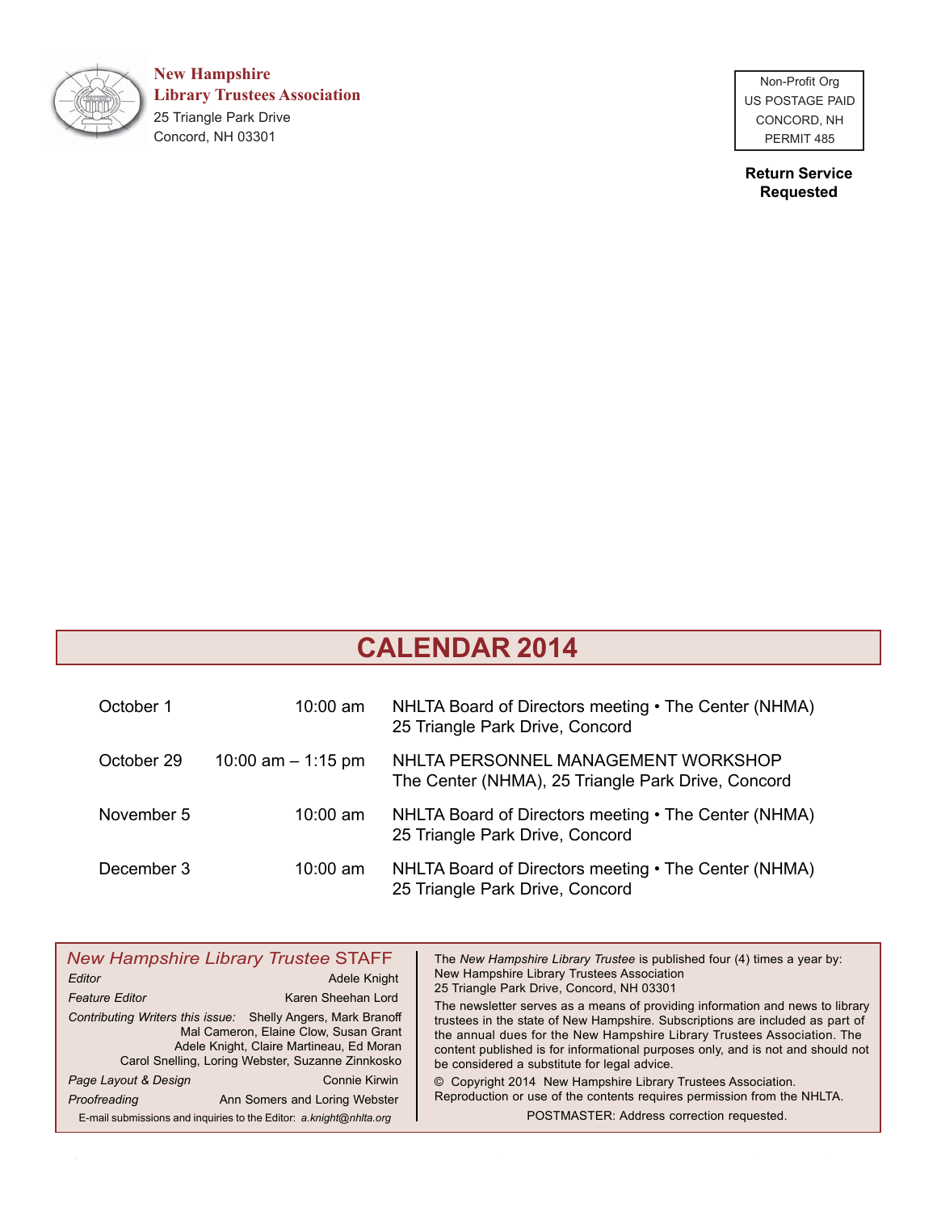**New Hampshire**
**Library Trustees Association**
25 Triangle Park Drive
Concord, NH 03301

Non-Profit Org
US POSTAGE PAID
CONCORD, NH
PERMIT 485

**Return Service Requested**

# CALENDAR 2014

| | | |
|---|---|---|
| October 1 | 10:00 am | NHLTA Board of Directors meeting • The Center (NHMA) 25 Triangle Park Drive, Concord |
| October 29 | 10:00 am – 1:15 pm | NHLTA PERSONNEL MANAGEMENT WORKSHOP The Center (NHMA), 25 Triangle Park Drive, Concord |
| November 5 | 10:00 am | NHLTA Board of Directors meeting • The Center (NHMA) 25 Triangle Park Drive, Concord |
| December 3 | 10:00 am | NHLTA Board of Directors meeting • The Center (NHMA) 25 Triangle Park Drive, Concord |

## *New Hampshire Library Trustee* STAFF

*Editor* — Adele Knight

*Feature Editor* — Karen Sheehan Lord

*Contributing Writers this issue:* Shelly Angers, Mark Branoff, Mal Cameron, Elaine Clow, Susan Grant, Adele Knight, Claire Martineau, Ed Moran, Carol Snelling, Loring Webster, Suzanne Zinnkosko

*Page Layout & Design* — Connie Kirwin

*Proofreading* — Ann Somers and Loring Webster

E-mail submissions and inquiries to the Editor: *a.knight@nhlta.org*

The *New Hampshire Library Trustee* is published four (4) times a year by:
New Hampshire Library Trustees Association
25 Triangle Park Drive, Concord, NH 03301

The newsletter serves as a means of providing information and news to library trustees in the state of New Hampshire. Subscriptions are included as part of the annual dues for the New Hampshire Library Trustees Association. The content published is for informational purposes only, and is not and should not be considered a substitute for legal advice.

© Copyright 2014 New Hampshire Library Trustees Association.
Reproduction or use of the contents requires permission from the NHLTA.

POSTMASTER: Address correction requested.